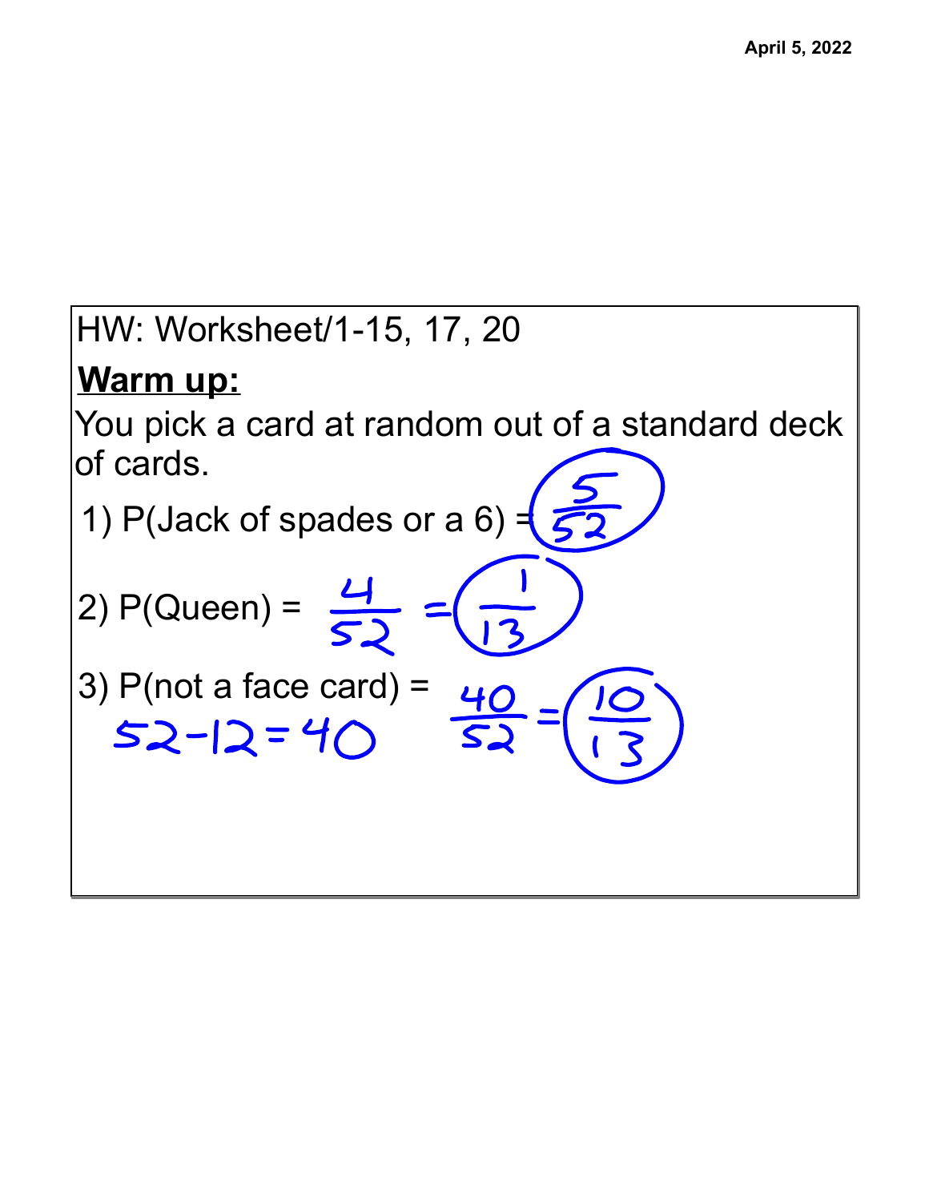April 5, 2022

HW: Worksheet/1-15, 17, 20

**Warm up:**

You pick a card at random out of a standard deck of cards.

1) P(Jack of spades or a 6) = $\frac{5}{52}$

2) P(Queen) = $\frac{4}{52} = \frac{1}{13}$

3) P(not a face card) = $\frac{40}{52} = \frac{10}{13}$

$52 - 12 = 40$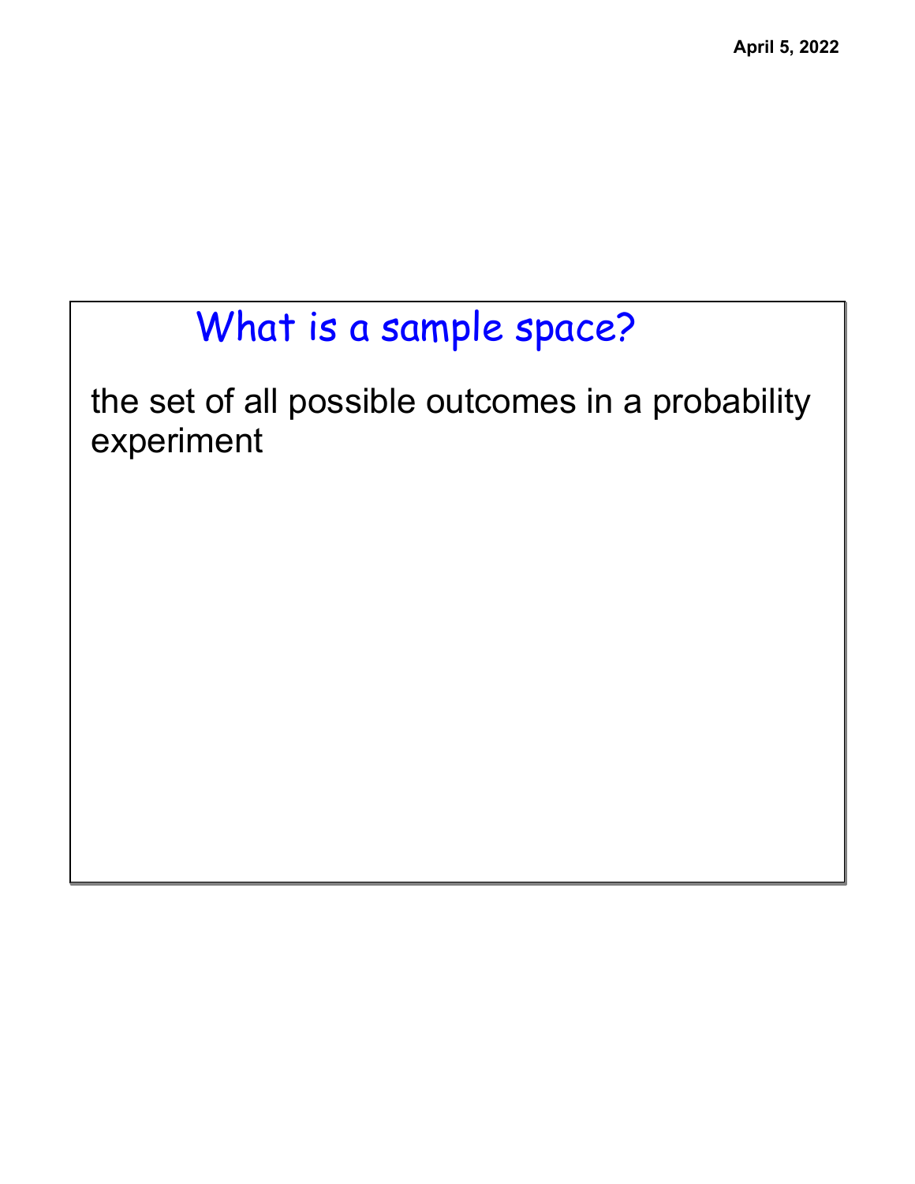## What is a sample space?

the set of all possible outcomes in a probability experiment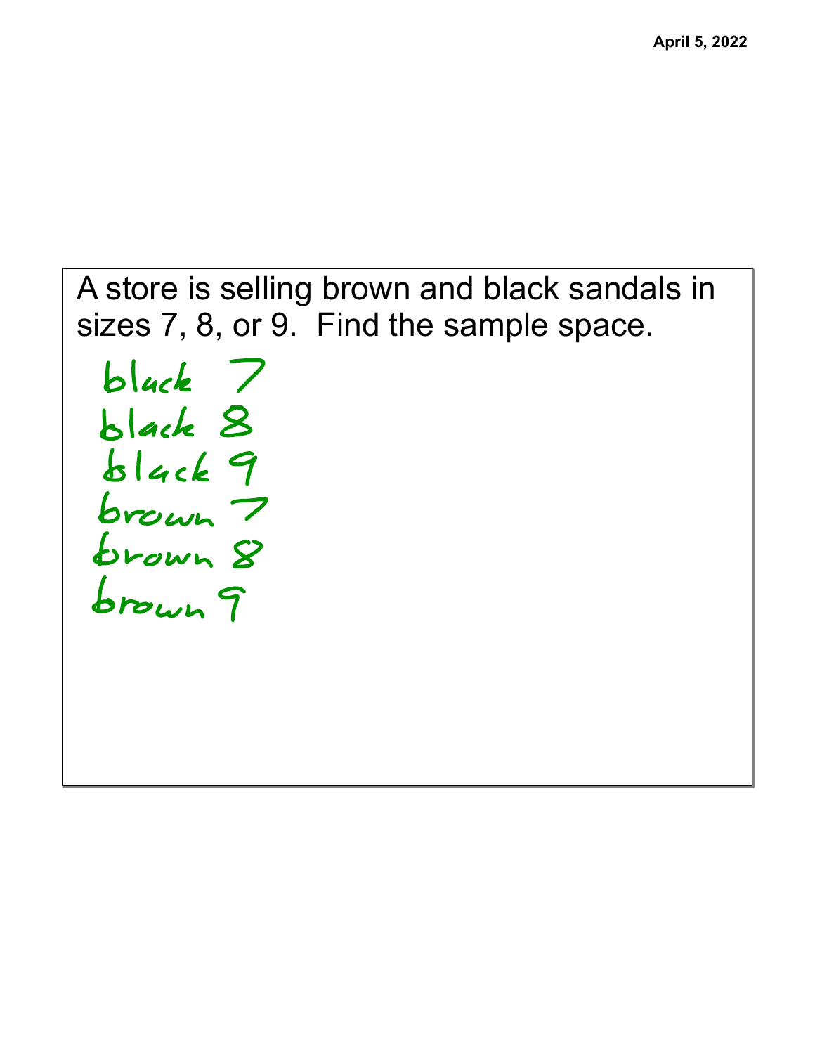A store is selling brown and black sandals in sizes 7, 8, or 9. Find the sample space.

black 7
black 8
black 9
brown 7
brown 8
brown 9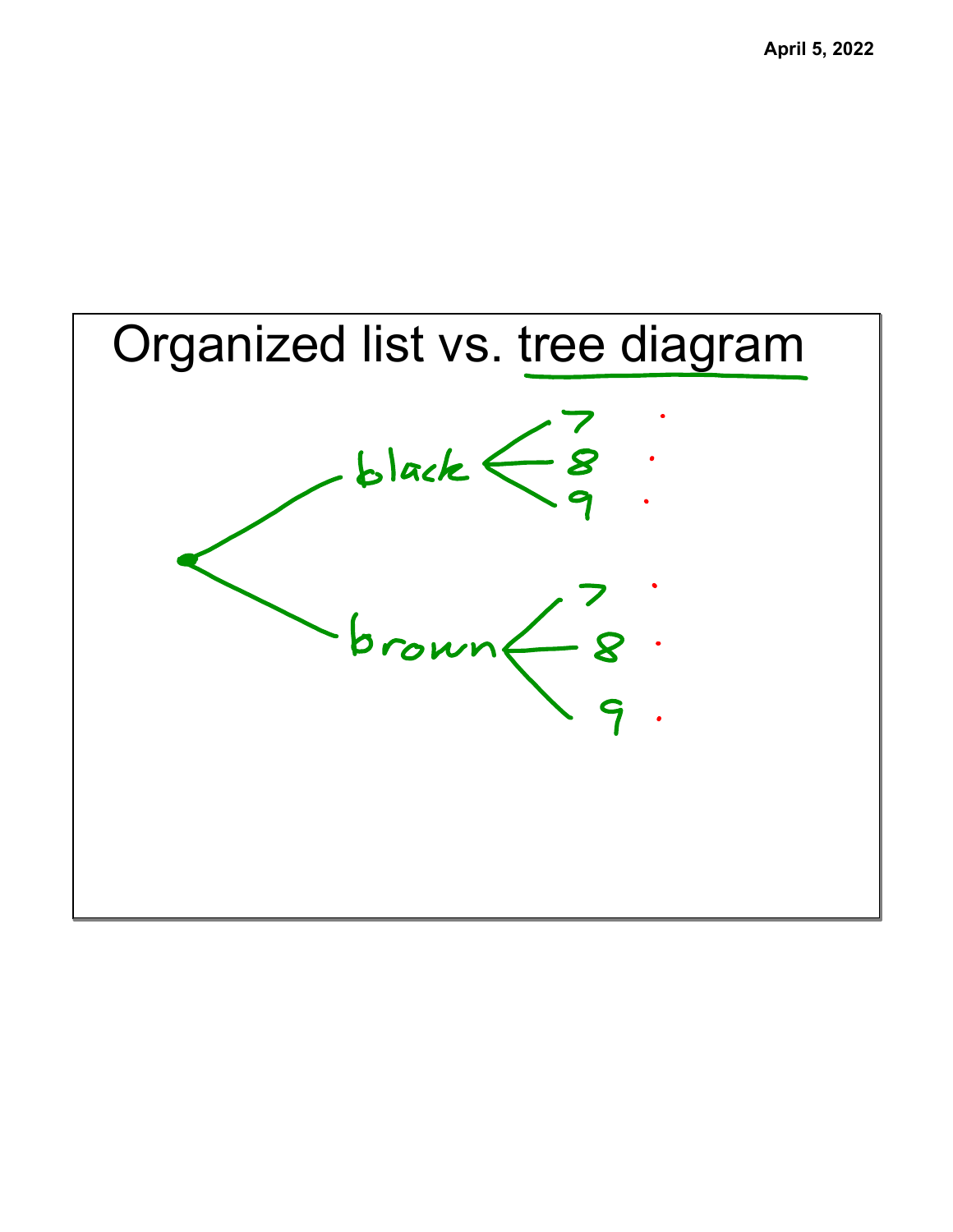# Organized list vs. tree diagram

- black
  - 7
  - 8
  - 9
- brown
  - 7
  - 8
  - 9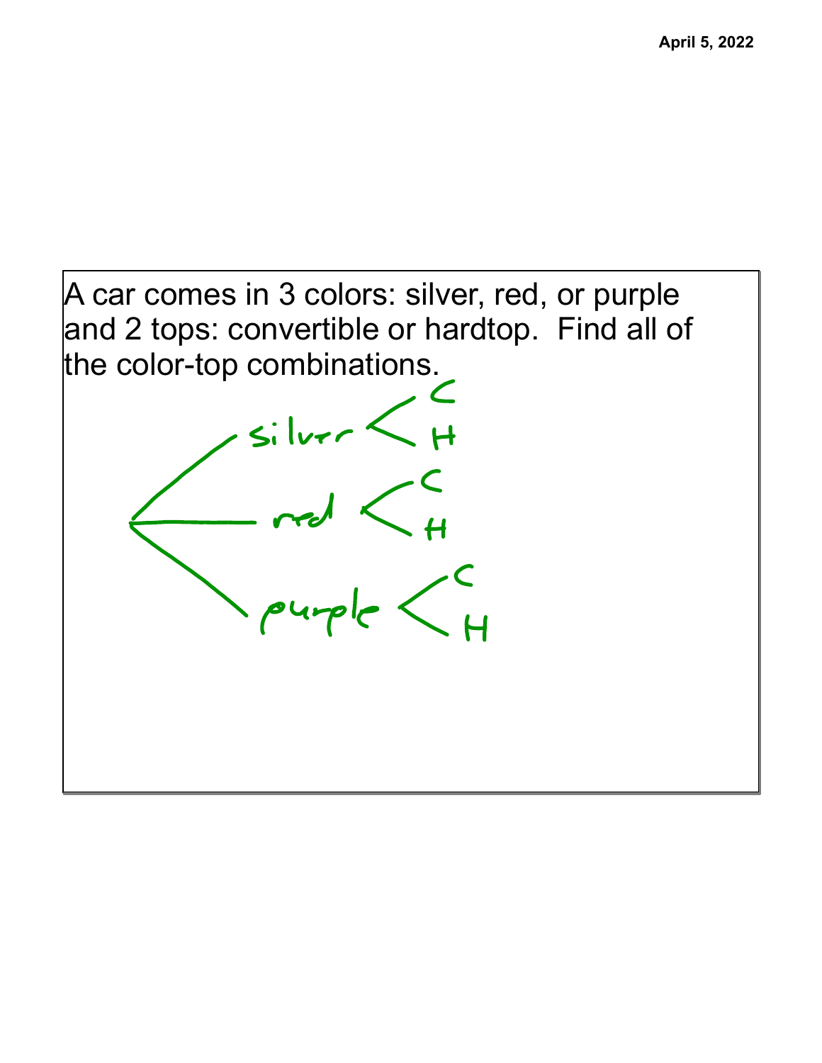A car comes in 3 colors: silver, red, or purple and 2 tops: convertible or hardtop. Find all of the color-top combinations.

- silver
  - C
  - H
- red
  - C
  - H
- purple
  - C
  - H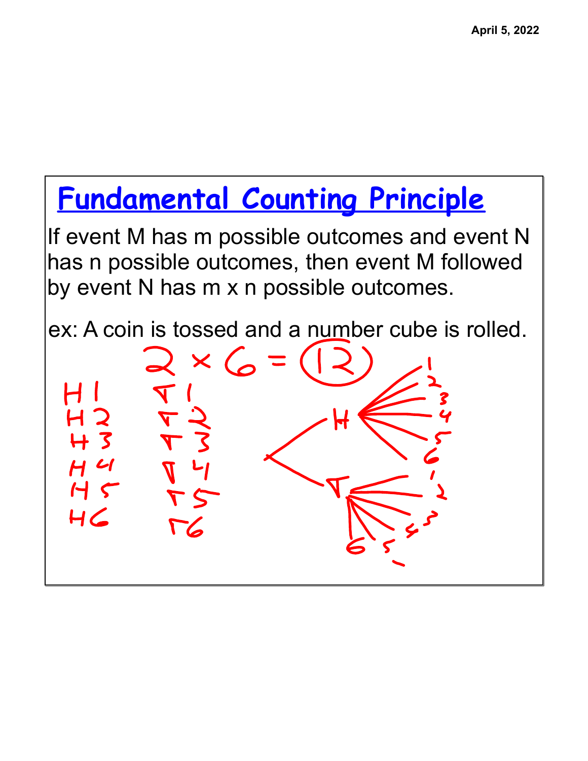# Fundamental Counting Principle

If event M has m possible outcomes and event N has n possible outcomes, then event M followed by event N has m x n possible outcomes.

ex: A coin is tossed and a number cube is rolled.

$$2 \times 6 = 12$$

| | |
|---|---|
| H 1 | T 1 |
| H 2 | T 2 |
| H 3 | T 3 |
| H 4 | T 4 |
| H 5 | T 5 |
| H 6 | T 6 |

- H
  - 1
  - 2
  - 3
  - 4
  - 5
  - 6
- T
  - 1
  - 2
  - 3
  - 4
  - 5
  - 6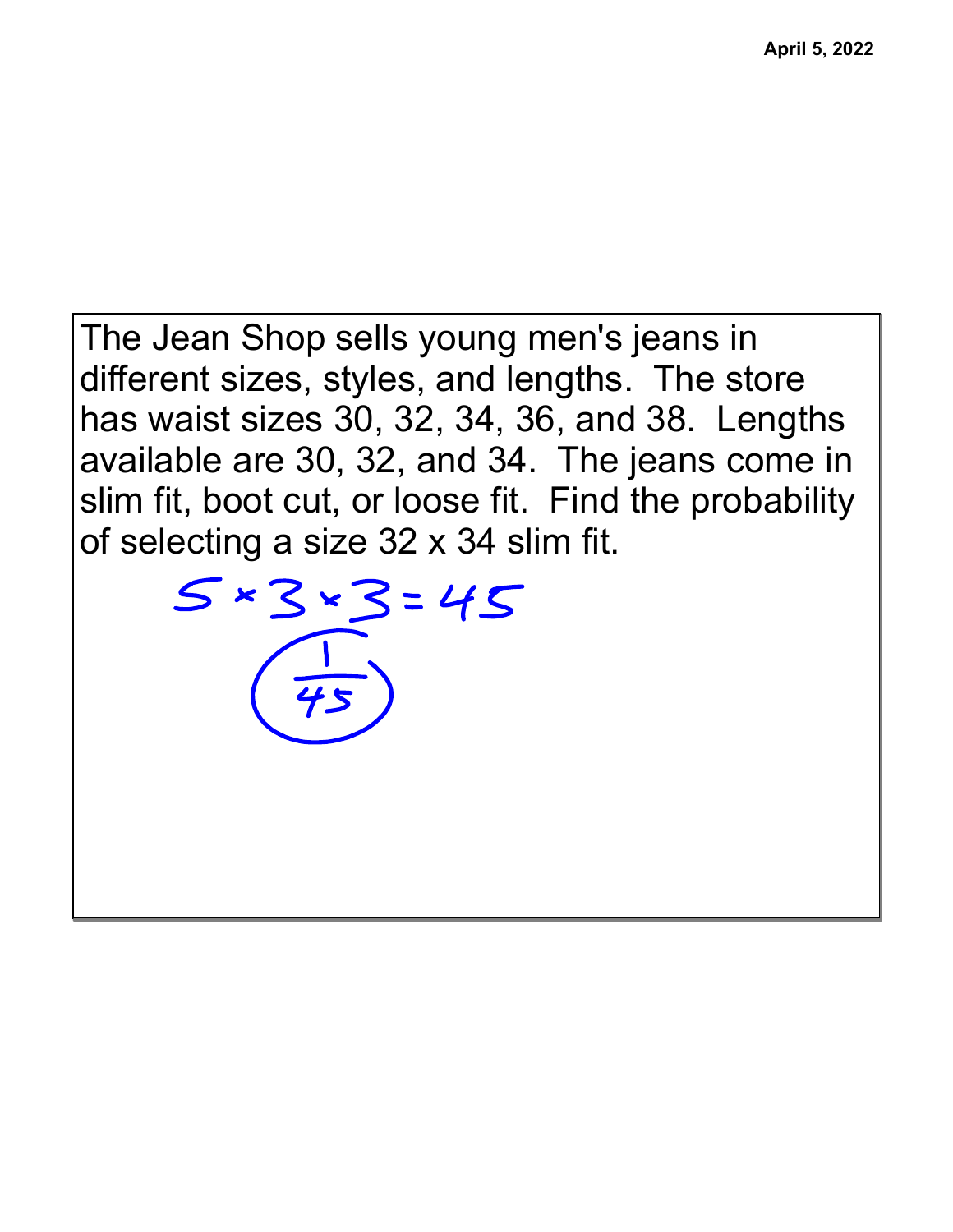April 5, 2022

The Jean Shop sells young men's jeans in different sizes, styles, and lengths. The store has waist sizes 30, 32, 34, 36, and 38. Lengths available are 30, 32, and 34. The jeans come in slim fit, boot cut, or loose fit. Find the probability of selecting a size 32 x 34 slim fit.

$5 \times 3 \times 3 = 45$

$\frac{1}{45}$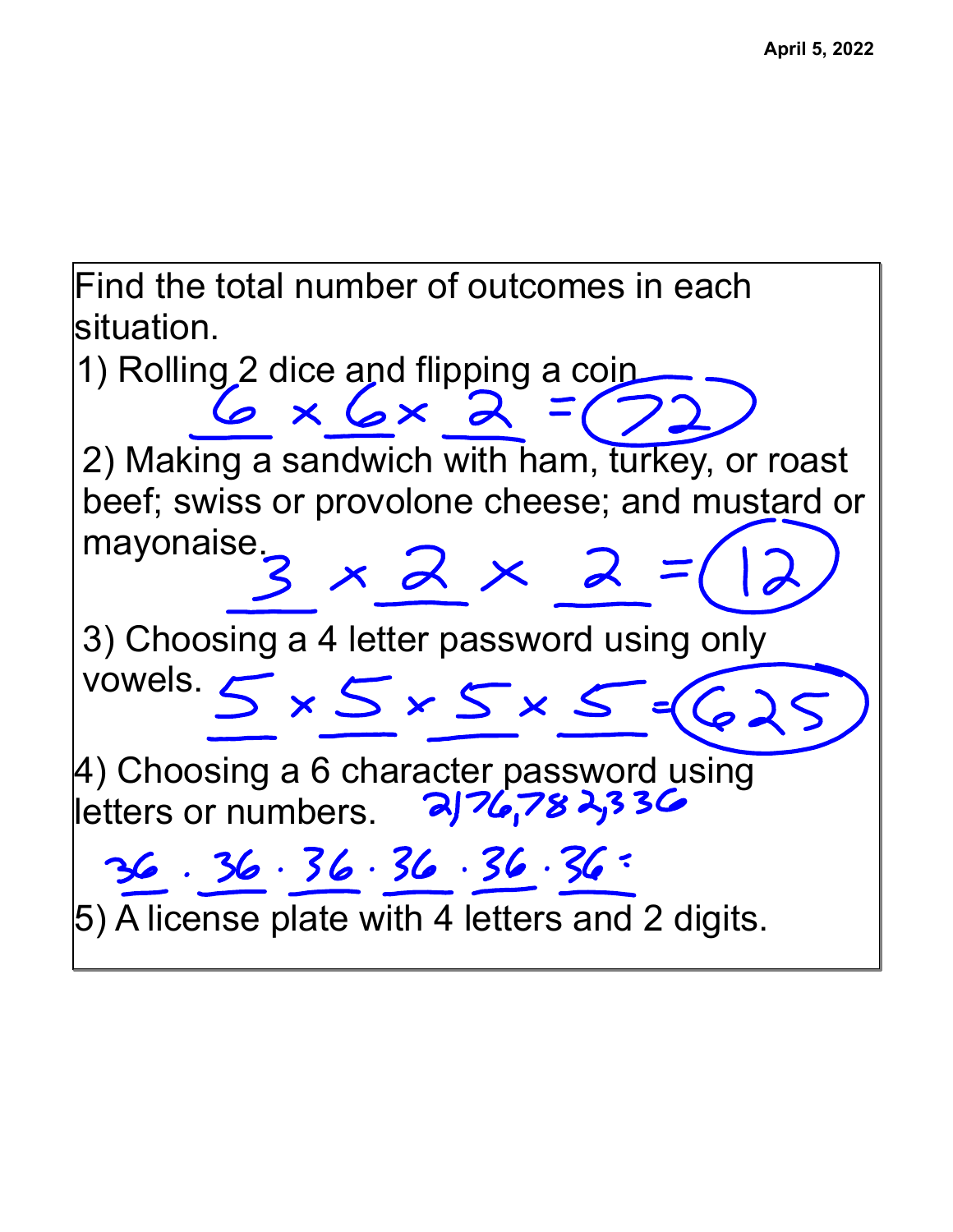Find the total number of outcomes in each situation.

1) Rolling 2 dice and flipping a coin

$6 \times 6 \times 2 = 72$

2) Making a sandwich with ham, turkey, or roast beef; swiss or provolone cheese; and mustard or mayonaise.

$3 \times 2 \times 2 = 12$

3) Choosing a 4 letter password using only vowels.

$5 \times 5 \times 5 \times 5 = 625$

4) Choosing a 6 character password using letters or numbers.

$36 \cdot 36 \cdot 36 \cdot 36 \cdot 36 \cdot 36 =$ 2,176,782,336

5) A license plate with 4 letters and 2 digits.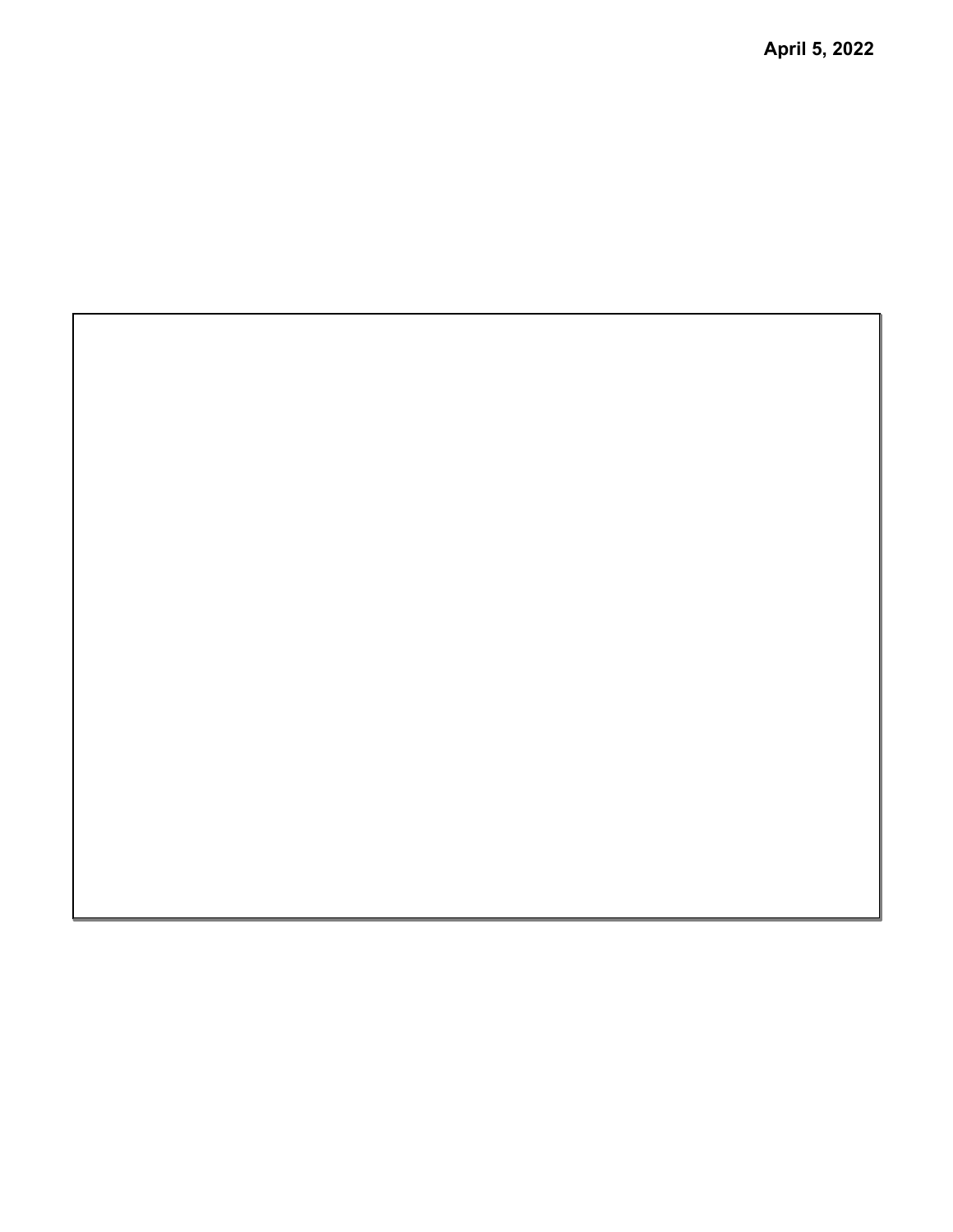April 5, 2022